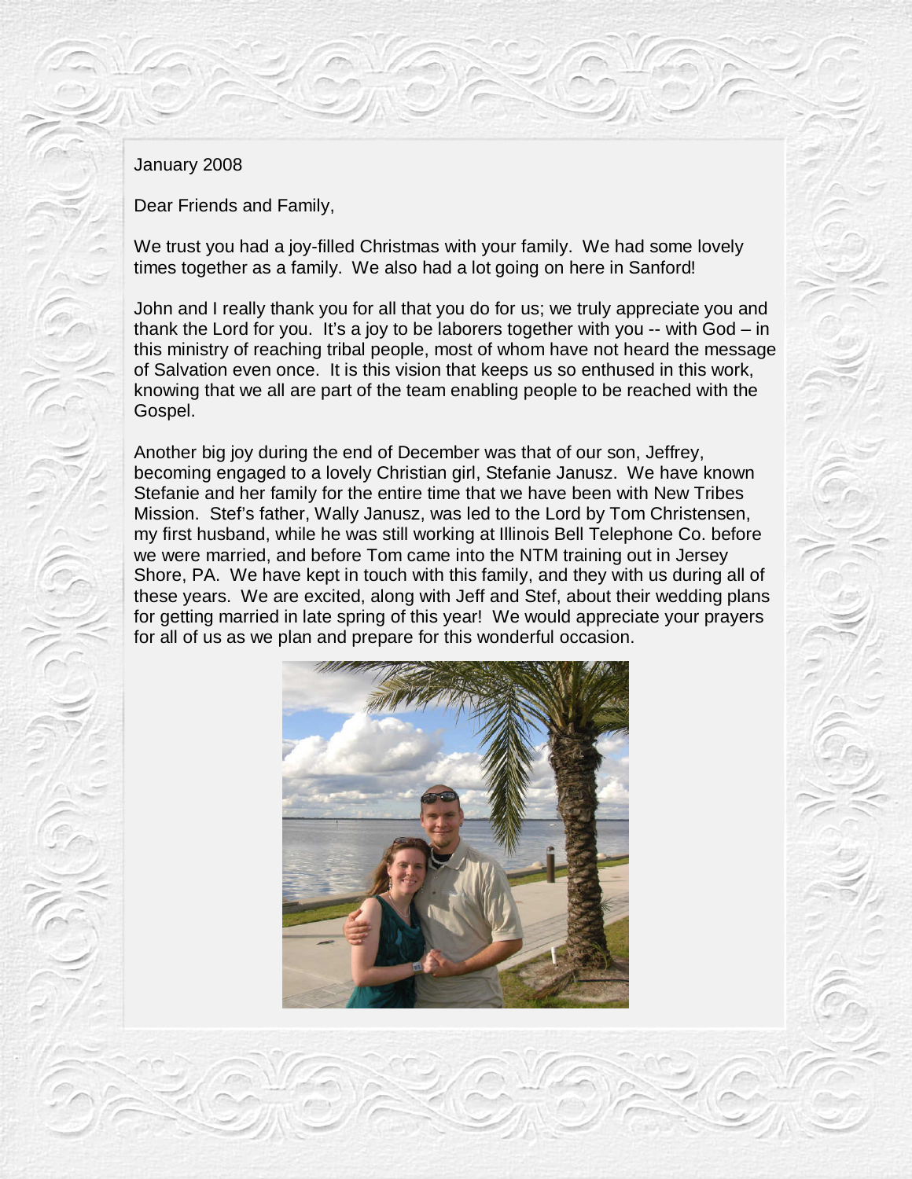January 2008

Dear Friends and Family,

We trust you had a joy-filled Christmas with your family. We had some lovely times together as a family. We also had a lot going on here in Sanford!

John and I really thank you for all that you do for us; we truly appreciate you and thank the Lord for you. It's a joy to be laborers together with you -- with God – in this ministry of reaching tribal people, most of whom have not heard the message of Salvation even once. It is this vision that keeps us so enthused in this work, knowing that we all are part of the team enabling people to be reached with the Gospel.

Another big joy during the end of December was that of our son, Jeffrey, becoming engaged to a lovely Christian girl, Stefanie Janusz. We have known Stefanie and her family for the entire time that we have been with New Tribes Mission. Stef's father, Wally Janusz, was led to the Lord by Tom Christensen, my first husband, while he was still working at Illinois Bell Telephone Co. before we were married, and before Tom came into the NTM training out in Jersey Shore, PA. We have kept in touch with this family, and they with us during all of these years. We are excited, along with Jeff and Stef, about their wedding plans for getting married in late spring of this year! We would appreciate your prayers for all of us as we plan and prepare for this wonderful occasion.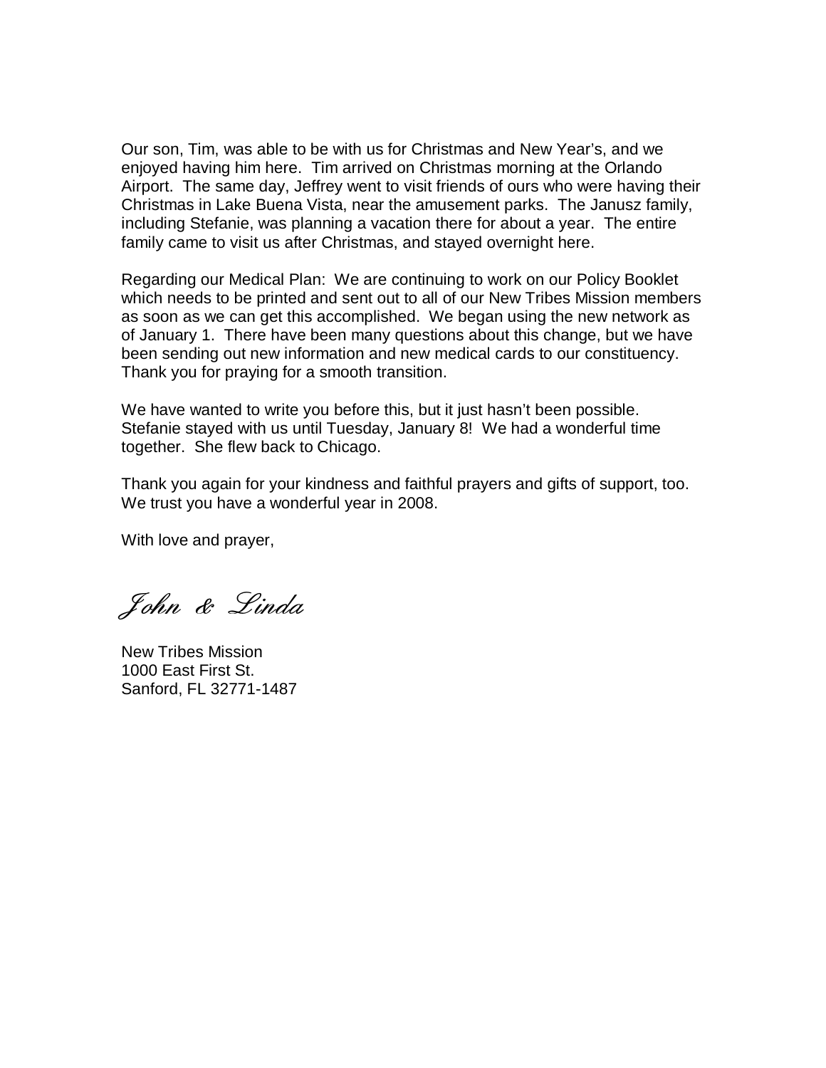Our son, Tim, was able to be with us for Christmas and New Year's, and we enjoyed having him here. Tim arrived on Christmas morning at the Orlando Airport. The same day, Jeffrey went to visit friends of ours who were having their Christmas in Lake Buena Vista, near the amusement parks. The Janusz family, including Stefanie, was planning a vacation there for about a year. The entire family came to visit us after Christmas, and stayed overnight here.

Regarding our Medical Plan: We are continuing to work on our Policy Booklet which needs to be printed and sent out to all of our New Tribes Mission members as soon as we can get this accomplished. We began using the new network as of January 1. There have been many questions about this change, but we have been sending out new information and new medical cards to our constituency. Thank you for praying for a smooth transition.

We have wanted to write you before this, but it just hasn't been possible. Stefanie stayed with us until Tuesday, January 8! We had a wonderful time together. She flew back to Chicago.

Thank you again for your kindness and faithful prayers and gifts of support, too. We trust you have a wonderful year in 2008.

With love and prayer,

*John & Linda*

New Tribes Mission
1000 East First St.
Sanford, FL 32771-1487